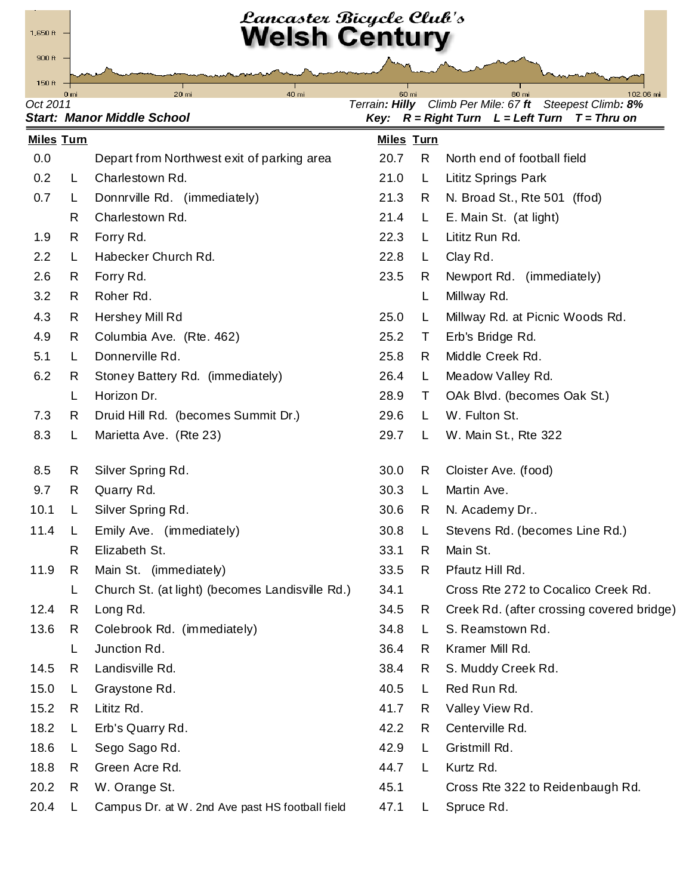# Lancaster Bicycle Club's Welsh Century

1,650 ft
900 ft
150 ft
0 mi 20 mi 40 mi 60 mi 80 mi 102.06 mi

Oct 2011

*Terrain: **Hilly*** *Climb Per Mile: 67 **ft*** *Steepest Climb: **8%***

***Start: Manor Middle School***

***Key: R = Right Turn L = Left Turn T = Thru on***

| Miles | Turn | |
|---|---|---|
| 0.0 | | Depart from Northwest exit of parking area |
| 0.2 | L | Charlestown Rd. |
| 0.7 | L | Donnrville Rd. (immediately) |
| | R | Charlestown Rd. |
| 1.9 | R | Forry Rd. |
| 2.2 | L | Habecker Church Rd. |
| 2.6 | R | Forry Rd. |
| 3.2 | R | Roher Rd. |
| 4.3 | R | Hershey Mill Rd |
| 4.9 | R | Columbia Ave. (Rte. 462) |
| 5.1 | L | Donnerville Rd. |
| 6.2 | R | Stoney Battery Rd. (immediately) |
| | L | Horizon Dr. |
| 7.3 | R | Druid Hill Rd. (becomes Summit Dr.) |
| 8.3 | L | Marietta Ave. (Rte 23) |
| 8.5 | R | Silver Spring Rd. |
| 9.7 | R | Quarry Rd. |
| 10.1 | L | Silver Spring Rd. |
| 11.4 | L | Emily Ave. (immediately) |
| | R | Elizabeth St. |
| 11.9 | R | Main St. (immediately) |
| | L | Church St. (at light) (becomes Landisville Rd.) |
| 12.4 | R | Long Rd. |
| 13.6 | R | Colebrook Rd. (immediately) |
| | L | Junction Rd. |
| 14.5 | R | Landisville Rd. |
| 15.0 | L | Graystone Rd. |
| 15.2 | R | Lititz Rd. |
| 18.2 | L | Erb's Quarry Rd. |
| 18.6 | L | Sego Sago Rd. |
| 18.8 | R | Green Acre Rd. |
| 20.2 | R | W. Orange St. |
| 20.4 | L | Campus Dr. at W. 2nd Ave past HS football field |
| 20.7 | R | North end of football field |
| 21.0 | L | Lititz Springs Park |
| 21.3 | R | N. Broad St., Rte 501 (ffod) |
| 21.4 | L | E. Main St. (at light) |
| 22.3 | L | Lititz Run Rd. |
| 22.8 | L | Clay Rd. |
| 23.5 | R | Newport Rd. (immediately) |
| | L | Millway Rd. |
| 25.0 | L | Millway Rd. at Picnic Woods Rd. |
| 25.2 | T | Erb's Bridge Rd. |
| 25.8 | R | Middle Creek Rd. |
| 26.4 | L | Meadow Valley Rd. |
| 28.9 | T | OAk Blvd. (becomes Oak St.) |
| 29.6 | L | W. Fulton St. |
| 29.7 | L | W. Main St., Rte 322 |
| 30.0 | R | Cloister Ave. (food) |
| 30.3 | L | Martin Ave. |
| 30.6 | R | N. Academy Dr.. |
| 30.8 | L | Stevens Rd. (becomes Line Rd.) |
| 33.1 | R | Main St. |
| 33.5 | R | Pfautz Hill Rd. |
| 34.1 | | Cross Rte 272 to Cocalico Creek Rd. |
| 34.5 | R | Creek Rd. (after crossing covered bridge) |
| 34.8 | L | S. Reamstown Rd. |
| 36.4 | R | Kramer Mill Rd. |
| 38.4 | R | S. Muddy Creek Rd. |
| 40.5 | L | Red Run Rd. |
| 41.7 | R | Valley View Rd. |
| 42.2 | R | Centerville Rd. |
| 42.9 | L | Gristmill Rd. |
| 44.7 | L | Kurtz Rd. |
| 45.1 | | Cross Rte 322 to Reidenbaugh Rd. |
| 47.1 | L | Spruce Rd. |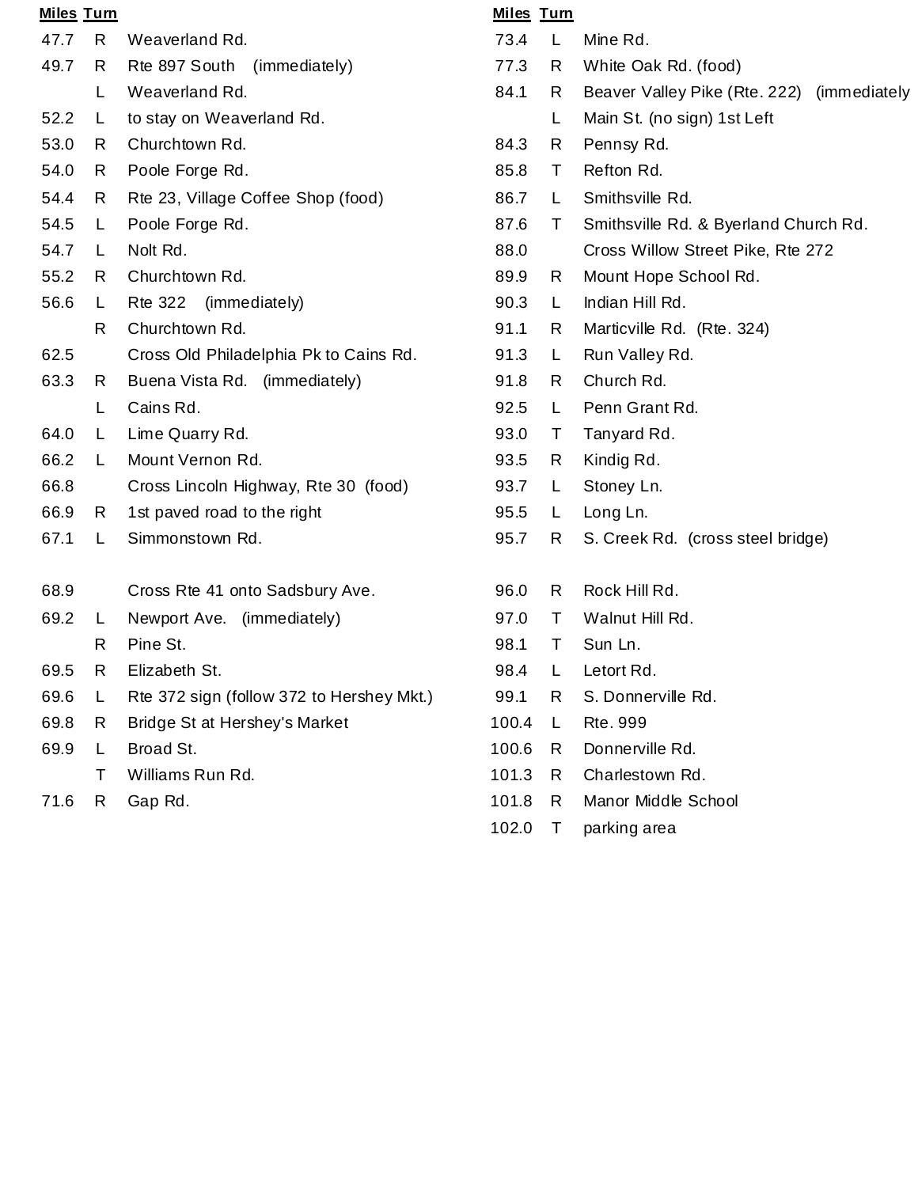| Miles | Turn | |
|---|---|---|
| 47.7 | R | Weaverland Rd. |
| 49.7 | R | Rte 897 South (immediately) |
| | L | Weaverland Rd. |
| 52.2 | L | to stay on Weaverland Rd. |
| 53.0 | R | Churchtown Rd. |
| 54.0 | R | Poole Forge Rd. |
| 54.4 | R | Rte 23, Village Coffee Shop (food) |
| 54.5 | L | Poole Forge Rd. |
| 54.7 | L | Nolt Rd. |
| 55.2 | R | Churchtown Rd. |
| 56.6 | L | Rte 322 (immediately) |
| | R | Churchtown Rd. |
| 62.5 | | Cross Old Philadelphia Pk to Cains Rd. |
| 63.3 | R | Buena Vista Rd. (immediately) |
| | L | Cains Rd. |
| 64.0 | L | Lime Quarry Rd. |
| 66.2 | L | Mount Vernon Rd. |
| 66.8 | | Cross Lincoln Highway, Rte 30 (food) |
| 66.9 | R | 1st paved road to the right |
| 67.1 | L | Simmonstown Rd. |
| 68.9 | | Cross Rte 41 onto Sadsbury Ave. |
| 69.2 | L | Newport Ave. (immediately) |
| | R | Pine St. |
| 69.5 | R | Elizabeth St. |
| 69.6 | L | Rte 372 sign (follow 372 to Hershey Mkt.) |
| 69.8 | R | Bridge St at Hershey's Market |
| 69.9 | L | Broad St. |
| | T | Williams Run Rd. |
| 71.6 | R | Gap Rd. |

| Miles | Turn | |
|---|---|---|
| 73.4 | L | Mine Rd. |
| 77.3 | R | White Oak Rd. (food) |
| 84.1 | R | Beaver Valley Pike (Rte. 222) (immediately |
| | L | Main St. (no sign) 1st Left |
| 84.3 | R | Pennsy Rd. |
| 85.8 | T | Refton Rd. |
| 86.7 | L | Smithsville Rd. |
| 87.6 | T | Smithsville Rd. & Byerland Church Rd. |
| 88.0 | | Cross Willow Street Pike, Rte 272 |
| 89.9 | R | Mount Hope School Rd. |
| 90.3 | L | Indian Hill Rd. |
| 91.1 | R | Marticville Rd. (Rte. 324) |
| 91.3 | L | Run Valley Rd. |
| 91.8 | R | Church Rd. |
| 92.5 | L | Penn Grant Rd. |
| 93.0 | T | Tanyard Rd. |
| 93.5 | R | Kindig Rd. |
| 93.7 | L | Stoney Ln. |
| 95.5 | L | Long Ln. |
| 95.7 | R | S. Creek Rd. (cross steel bridge) |
| 96.0 | R | Rock Hill Rd. |
| 97.0 | T | Walnut Hill Rd. |
| 98.1 | T | Sun Ln. |
| 98.4 | L | Letort Rd. |
| 99.1 | R | S. Donnerville Rd. |
| 100.4 | L | Rte. 999 |
| 100.6 | R | Donnerville Rd. |
| 101.3 | R | Charlestown Rd. |
| 101.8 | R | Manor Middle School |
| 102.0 | T | parking area |